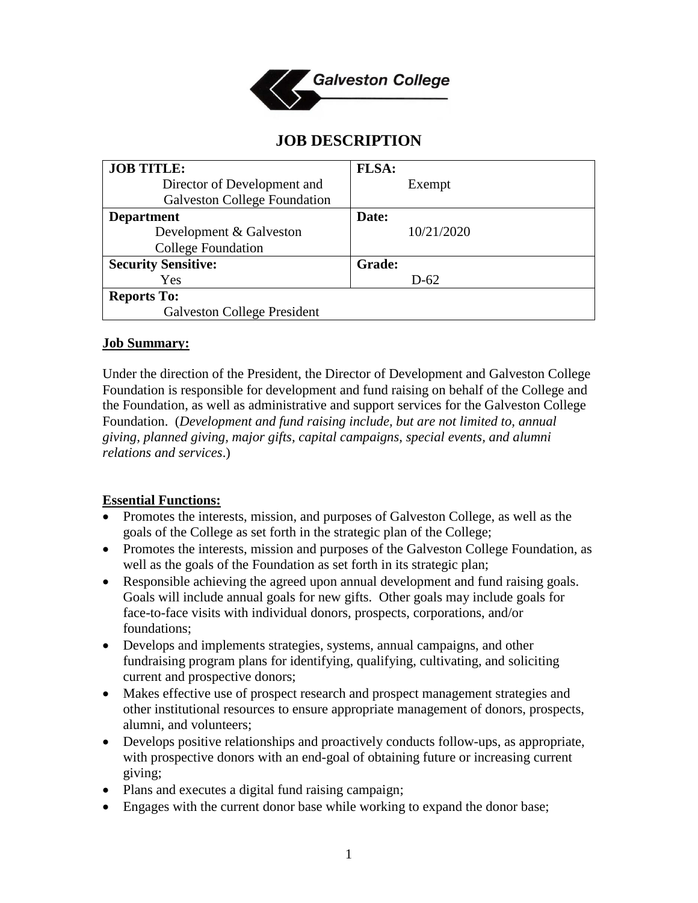Galveston College

# JOB DESCRIPTION

| JOB TITLE: Director of Development and Galveston College Foundation | FLSA: Exempt |
|---|---|
| **Department** Development & Galveston College Foundation | **Date:** 10/21/2020 |
| **Security Sensitive:** Yes | **Grade:** D-62 |
| **Reports To:** Galveston College President | |

## Job Summary:

Under the direction of the President, the Director of Development and Galveston College Foundation is responsible for development and fund raising on behalf of the College and the Foundation, as well as administrative and support services for the Galveston College Foundation. (*Development and fund raising include, but are not limited to, annual giving, planned giving, major gifts, capital campaigns, special events, and alumni relations and services*.)

## Essential Functions:

- Promotes the interests, mission, and purposes of Galveston College, as well as the goals of the College as set forth in the strategic plan of the College;
- Promotes the interests, mission and purposes of the Galveston College Foundation, as well as the goals of the Foundation as set forth in its strategic plan;
- Responsible achieving the agreed upon annual development and fund raising goals. Goals will include annual goals for new gifts. Other goals may include goals for face-to-face visits with individual donors, prospects, corporations, and/or foundations;
- Develops and implements strategies, systems, annual campaigns, and other fundraising program plans for identifying, qualifying, cultivating, and soliciting current and prospective donors;
- Makes effective use of prospect research and prospect management strategies and other institutional resources to ensure appropriate management of donors, prospects, alumni, and volunteers;
- Develops positive relationships and proactively conducts follow-ups, as appropriate, with prospective donors with an end-goal of obtaining future or increasing current giving;
- Plans and executes a digital fund raising campaign;
- Engages with the current donor base while working to expand the donor base;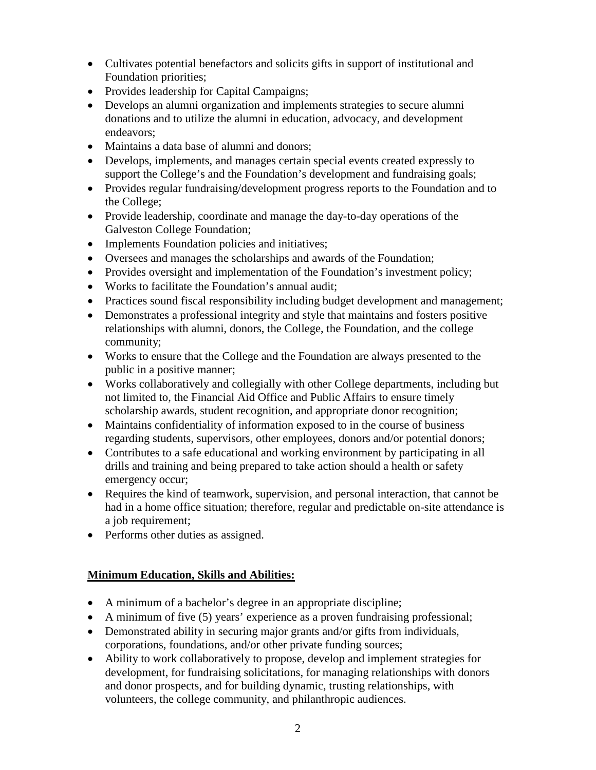- Cultivates potential benefactors and solicits gifts in support of institutional and Foundation priorities;
- Provides leadership for Capital Campaigns;
- Develops an alumni organization and implements strategies to secure alumni donations and to utilize the alumni in education, advocacy, and development endeavors;
- Maintains a data base of alumni and donors;
- Develops, implements, and manages certain special events created expressly to support the College's and the Foundation's development and fundraising goals;
- Provides regular fundraising/development progress reports to the Foundation and to the College;
- Provide leadership, coordinate and manage the day-to-day operations of the Galveston College Foundation;
- Implements Foundation policies and initiatives;
- Oversees and manages the scholarships and awards of the Foundation;
- Provides oversight and implementation of the Foundation's investment policy;
- Works to facilitate the Foundation's annual audit;
- Practices sound fiscal responsibility including budget development and management;
- Demonstrates a professional integrity and style that maintains and fosters positive relationships with alumni, donors, the College, the Foundation, and the college community;
- Works to ensure that the College and the Foundation are always presented to the public in a positive manner;
- Works collaboratively and collegially with other College departments, including but not limited to, the Financial Aid Office and Public Affairs to ensure timely scholarship awards, student recognition, and appropriate donor recognition;
- Maintains confidentiality of information exposed to in the course of business regarding students, supervisors, other employees, donors and/or potential donors;
- Contributes to a safe educational and working environment by participating in all drills and training and being prepared to take action should a health or safety emergency occur;
- Requires the kind of teamwork, supervision, and personal interaction, that cannot be had in a home office situation; therefore, regular and predictable on-site attendance is a job requirement;
- Performs other duties as assigned.

## **Minimum Education, Skills and Abilities:**

- A minimum of a bachelor's degree in an appropriate discipline;
- A minimum of five (5) years' experience as a proven fundraising professional;
- Demonstrated ability in securing major grants and/or gifts from individuals, corporations, foundations, and/or other private funding sources;
- Ability to work collaboratively to propose, develop and implement strategies for development, for fundraising solicitations, for managing relationships with donors and donor prospects, and for building dynamic, trusting relationships, with volunteers, the college community, and philanthropic audiences.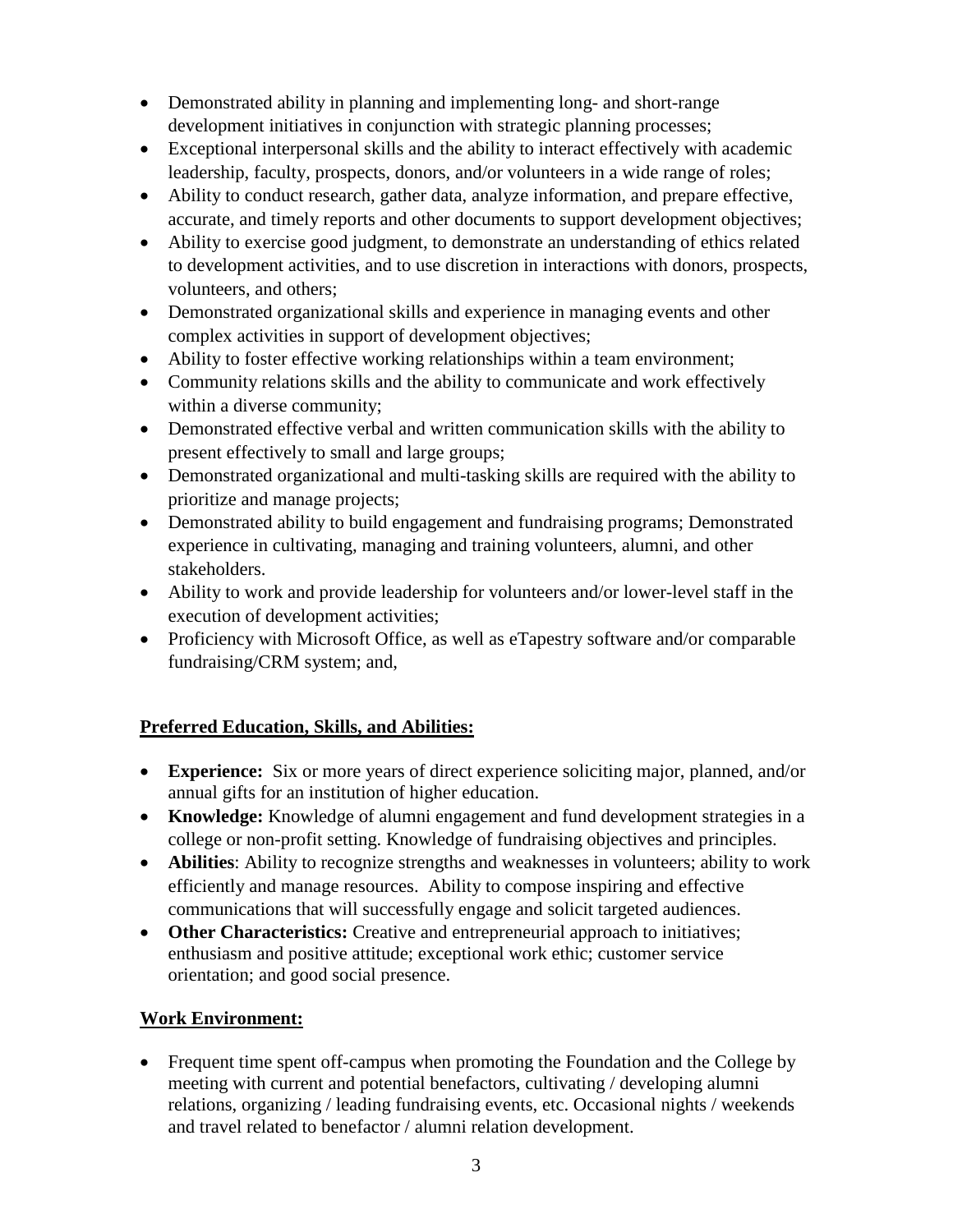- Demonstrated ability in planning and implementing long- and short-range development initiatives in conjunction with strategic planning processes;
- Exceptional interpersonal skills and the ability to interact effectively with academic leadership, faculty, prospects, donors, and/or volunteers in a wide range of roles;
- Ability to conduct research, gather data, analyze information, and prepare effective, accurate, and timely reports and other documents to support development objectives;
- Ability to exercise good judgment, to demonstrate an understanding of ethics related to development activities, and to use discretion in interactions with donors, prospects, volunteers, and others;
- Demonstrated organizational skills and experience in managing events and other complex activities in support of development objectives;
- Ability to foster effective working relationships within a team environment;
- Community relations skills and the ability to communicate and work effectively within a diverse community;
- Demonstrated effective verbal and written communication skills with the ability to present effectively to small and large groups;
- Demonstrated organizational and multi-tasking skills are required with the ability to prioritize and manage projects;
- Demonstrated ability to build engagement and fundraising programs; Demonstrated experience in cultivating, managing and training volunteers, alumni, and other stakeholders.
- Ability to work and provide leadership for volunteers and/or lower-level staff in the execution of development activities;
- Proficiency with Microsoft Office, as well as eTapestry software and/or comparable fundraising/CRM system; and,

## Preferred Education, Skills, and Abilities:

- **Experience:** Six or more years of direct experience soliciting major, planned, and/or annual gifts for an institution of higher education.
- **Knowledge:** Knowledge of alumni engagement and fund development strategies in a college or non-profit setting. Knowledge of fundraising objectives and principles.
- **Abilities**: Ability to recognize strengths and weaknesses in volunteers; ability to work efficiently and manage resources. Ability to compose inspiring and effective communications that will successfully engage and solicit targeted audiences.
- **Other Characteristics:** Creative and entrepreneurial approach to initiatives; enthusiasm and positive attitude; exceptional work ethic; customer service orientation; and good social presence.

## Work Environment:

- Frequent time spent off-campus when promoting the Foundation and the College by meeting with current and potential benefactors, cultivating / developing alumni relations, organizing / leading fundraising events, etc. Occasional nights / weekends and travel related to benefactor / alumni relation development.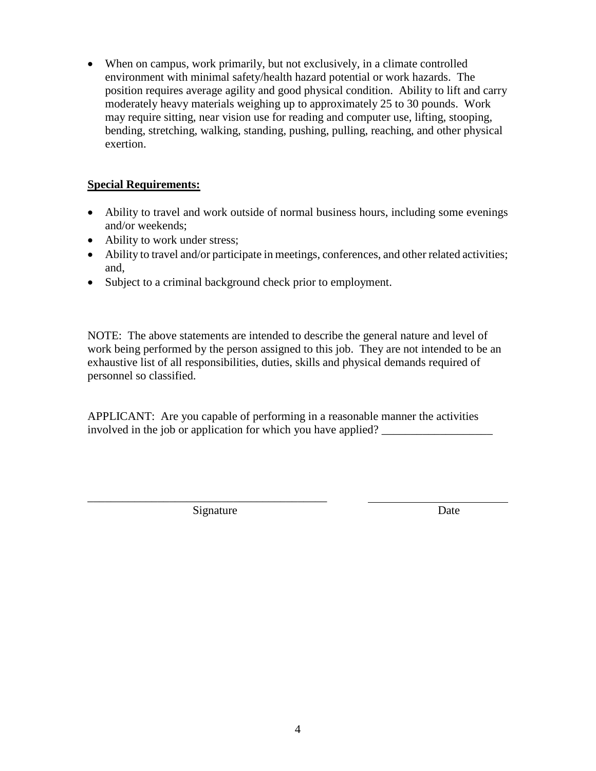- When on campus, work primarily, but not exclusively, in a climate controlled environment with minimal safety/health hazard potential or work hazards. The position requires average agility and good physical condition. Ability to lift and carry moderately heavy materials weighing up to approximately 25 to 30 pounds. Work may require sitting, near vision use for reading and computer use, lifting, stooping, bending, stretching, walking, standing, pushing, pulling, reaching, and other physical exertion.

**Special Requirements:**

- Ability to travel and work outside of normal business hours, including some evenings and/or weekends;
- Ability to work under stress;
- Ability to travel and/or participate in meetings, conferences, and other related activities; and,
- Subject to a criminal background check prior to employment.

NOTE: The above statements are intended to describe the general nature and level of work being performed by the person assigned to this job. They are not intended to be an exhaustive list of all responsibilities, duties, skills and physical demands required of personnel so classified.

APPLICANT: Are you capable of performing in a reasonable manner the activities involved in the job or application for which you have applied? ___________________

__________________________________________ ________________________

Signature Date